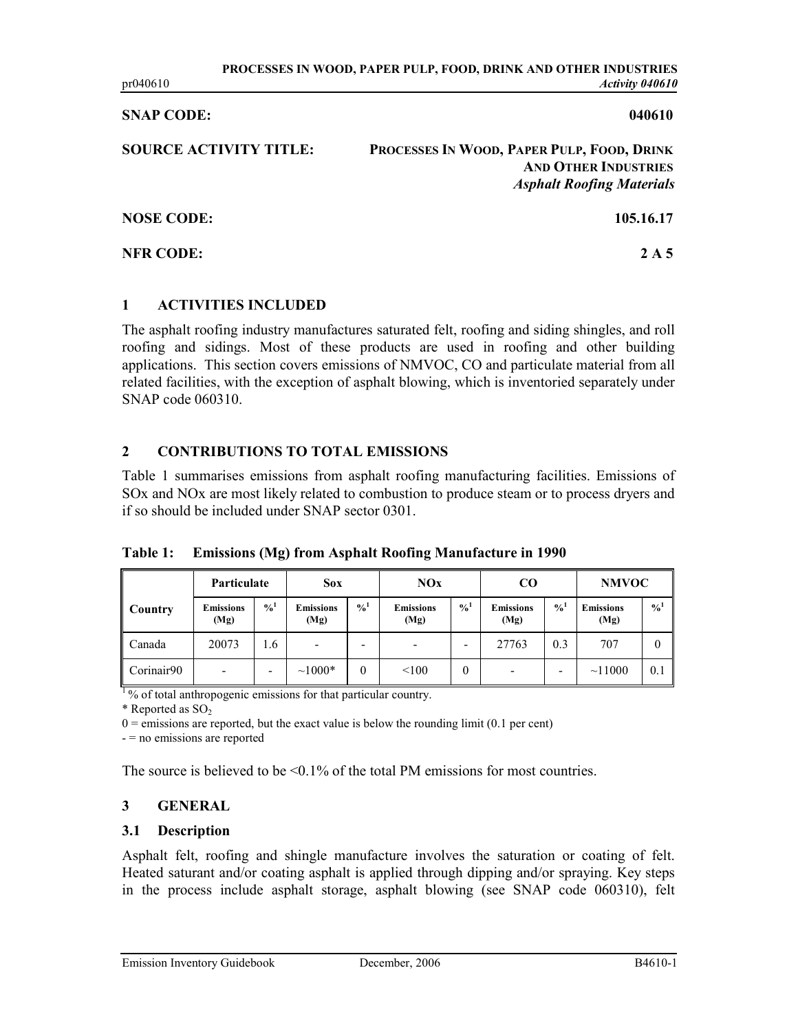**SNAP CODE:** 040610

**SOURCE ACTIVITY TITLE:** PROCESSES IN WOOD, PAPER PULP, FOOD, DRINK AND OTHER INDUSTRIES
*Asphalt Roofing Materials*

**NOSE CODE:** 105.16.17

**NFR CODE:** 2 A 5

## 1 ACTIVITIES INCLUDED

The asphalt roofing industry manufactures saturated felt, roofing and siding shingles, and roll roofing and sidings. Most of these products are used in roofing and other building applications. This section covers emissions of NMVOC, CO and particulate material from all related facilities, with the exception of asphalt blowing, which is inventoried separately under SNAP code 060310.

## 2 CONTRIBUTIONS TO TOTAL EMISSIONS

Table 1 summarises emissions from asphalt roofing manufacturing facilities. Emissions of SOx and NOx are most likely related to combustion to produce steam or to process dryers and if so should be included under SNAP sector 0301.

**Table 1: Emissions (Mg) from Asphalt Roofing Manufacture in 1990**

| Country | Particulate | | Sox | | NOx | | CO | | NMVOC | |
|---|---|---|---|---|---|---|---|---|---|---|
| | Emissions (Mg) | %[1] | Emissions (Mg) | %[1] | Emissions (Mg) | %[1] | Emissions (Mg) | %[1] | Emissions (Mg) | %[1] |
| Canada | 20073 | 1.6 | - | - | - | - | 27763 | 0.3 | 707 | 0 |
| Corinair90 | - | - | ~1000* | 0 | <100 | 0 | - | - | ~11000 | 0.1 |

[1] % of total anthropogenic emissions for that particular country.

\* Reported as $SO_2$

0 = emissions are reported, but the exact value is below the rounding limit (0.1 per cent)

\- = no emissions are reported

The source is believed to be <0.1% of the total PM emissions for most countries.

## 3 GENERAL

### 3.1 Description

Asphalt felt, roofing and shingle manufacture involves the saturation or coating of felt. Heated saturant and/or coating asphalt is applied through dipping and/or spraying. Key steps in the process include asphalt storage, asphalt blowing (see SNAP code 060310), felt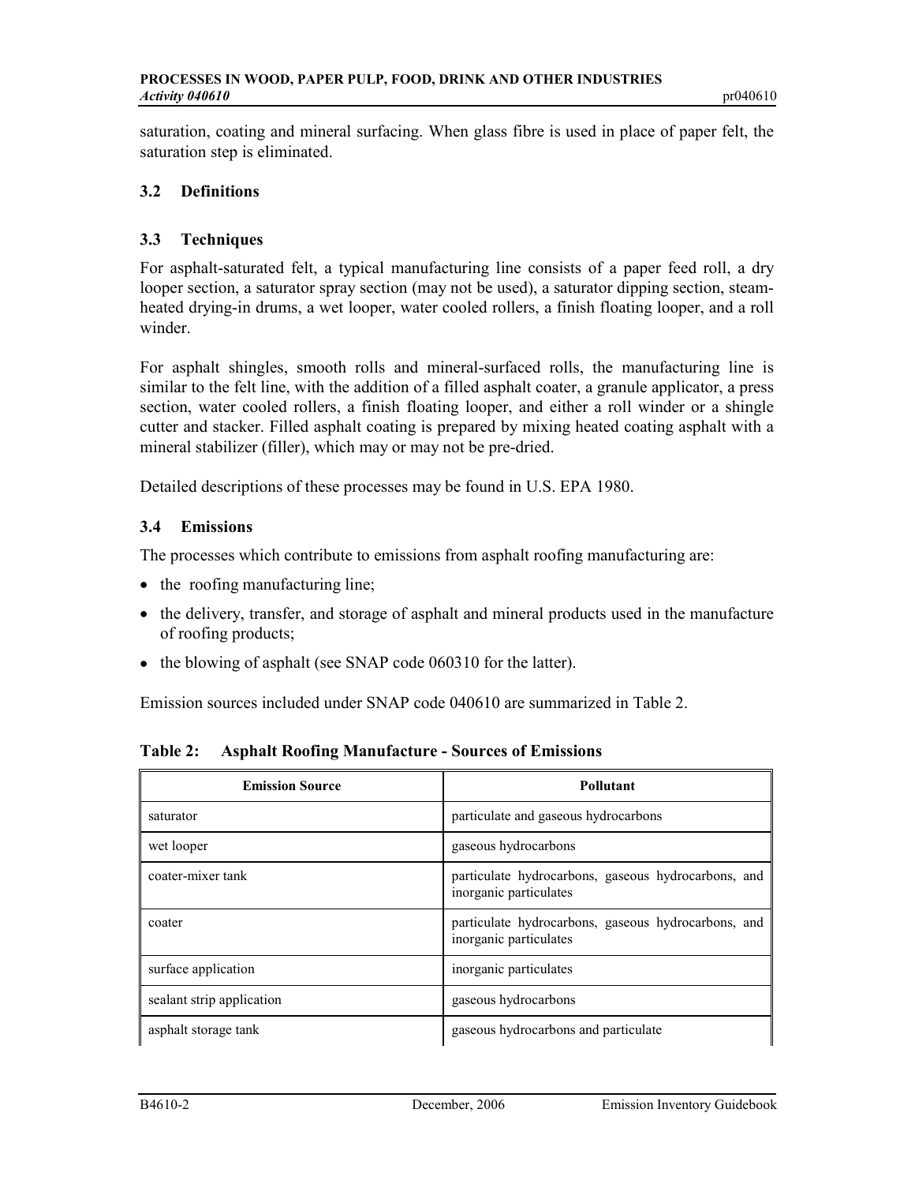saturation, coating and mineral surfacing. When glass fibre is used in place of paper felt, the saturation step is eliminated.

### 3.2 Definitions

### 3.3 Techniques

For asphalt-saturated felt, a typical manufacturing line consists of a paper feed roll, a dry looper section, a saturator spray section (may not be used), a saturator dipping section, steam-heated drying-in drums, a wet looper, water cooled rollers, a finish floating looper, and a roll winder.

For asphalt shingles, smooth rolls and mineral-surfaced rolls, the manufacturing line is similar to the felt line, with the addition of a filled asphalt coater, a granule applicator, a press section, water cooled rollers, a finish floating looper, and either a roll winder or a shingle cutter and stacker. Filled asphalt coating is prepared by mixing heated coating asphalt with a mineral stabilizer (filler), which may or may not be pre-dried.

Detailed descriptions of these processes may be found in U.S. EPA 1980.

### 3.4 Emissions

The processes which contribute to emissions from asphalt roofing manufacturing are:

- the roofing manufacturing line;
- the delivery, transfer, and storage of asphalt and mineral products used in the manufacture of roofing products;
- the blowing of asphalt (see SNAP code 060310 for the latter).

Emission sources included under SNAP code 040610 are summarized in Table 2.

**Table 2: Asphalt Roofing Manufacture - Sources of Emissions**

| Emission Source | Pollutant |
|---|---|
| saturator | particulate and gaseous hydrocarbons |
| wet looper | gaseous hydrocarbons |
| coater-mixer tank | particulate hydrocarbons, gaseous hydrocarbons, and inorganic particulates |
| coater | particulate hydrocarbons, gaseous hydrocarbons, and inorganic particulates |
| surface application | inorganic particulates |
| sealant strip application | gaseous hydrocarbons |
| asphalt storage tank | gaseous hydrocarbons and particulate |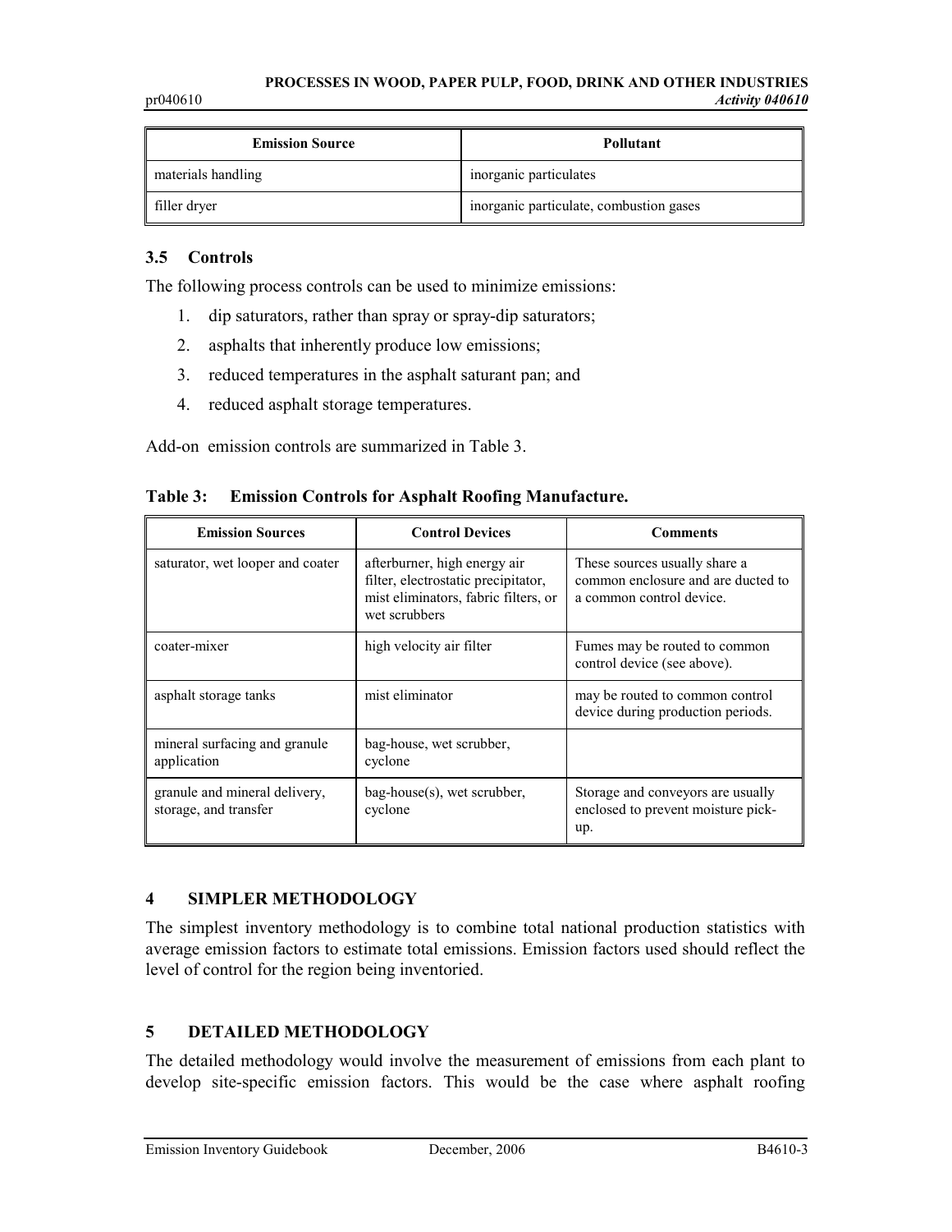| Emission Source | Pollutant |
| --- | --- |
| materials handling | inorganic particulates |
| filler dryer | inorganic particulate, combustion gases |

### 3.5 Controls

The following process controls can be used to minimize emissions:

1. dip saturators, rather than spray or spray-dip saturators;
2. asphalts that inherently produce low emissions;
3. reduced temperatures in the asphalt saturant pan; and
4. reduced asphalt storage temperatures.

Add-on emission controls are summarized in Table 3.

**Table 3: Emission Controls for Asphalt Roofing Manufacture.**

| Emission Sources | Control Devices | Comments |
| --- | --- | --- |
| saturator, wet looper and coater | afterburner, high energy air filter, electrostatic precipitator, mist eliminators, fabric filters, or wet scrubbers | These sources usually share a common enclosure and are ducted to a common control device. |
| coater-mixer | high velocity air filter | Fumes may be routed to common control device (see above). |
| asphalt storage tanks | mist eliminator | may be routed to common control device during production periods. |
| mineral surfacing and granule application | bag-house, wet scrubber, cyclone | |
| granule and mineral delivery, storage, and transfer | bag-house(s), wet scrubber, cyclone | Storage and conveyors are usually enclosed to prevent moisture pick-up. |

## 4 SIMPLER METHODOLOGY

The simplest inventory methodology is to combine total national production statistics with average emission factors to estimate total emissions. Emission factors used should reflect the level of control for the region being inventoried.

## 5 DETAILED METHODOLOGY

The detailed methodology would involve the measurement of emissions from each plant to develop site-specific emission factors. This would be the case where asphalt roofing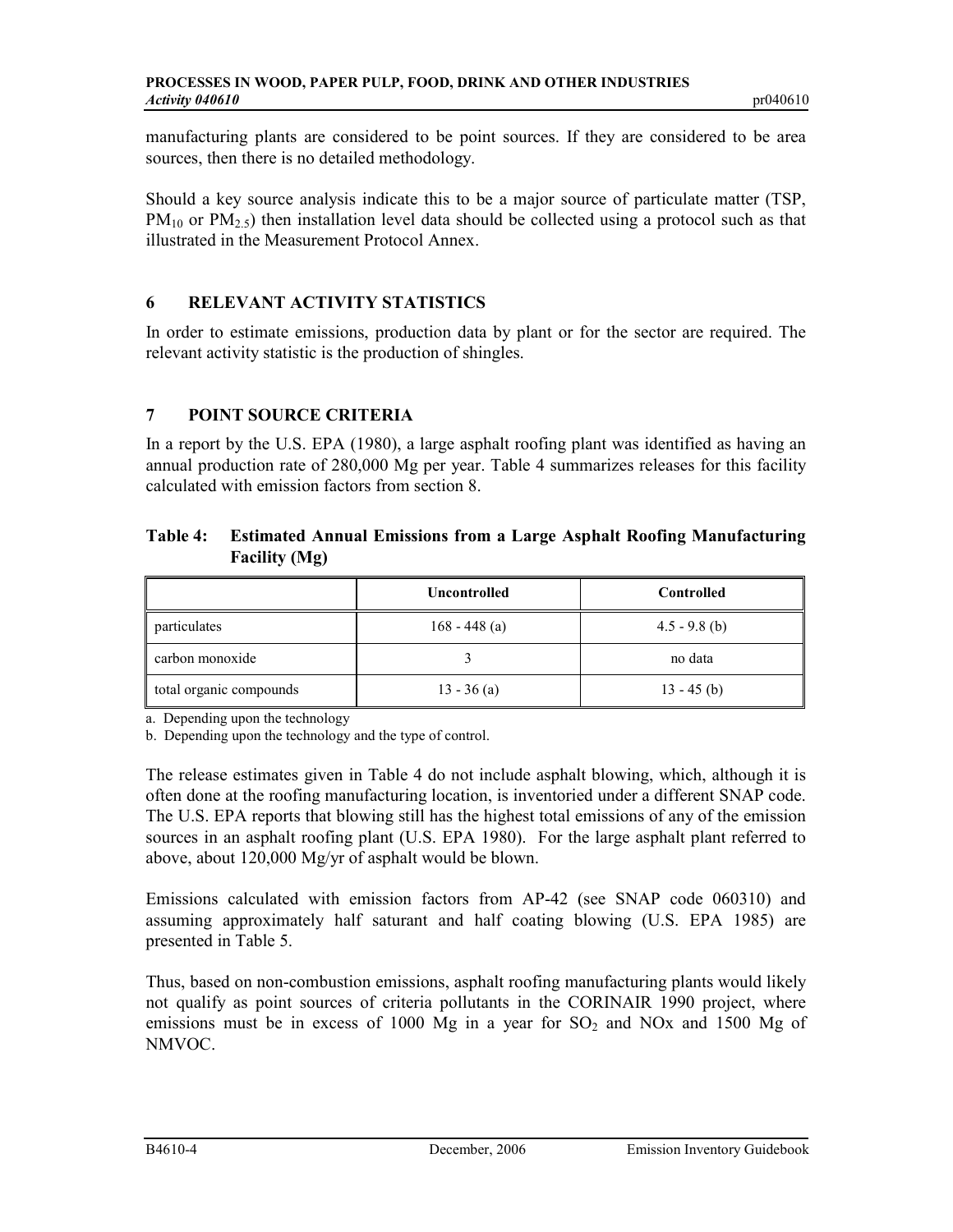manufacturing plants are considered to be point sources. If they are considered to be area sources, then there is no detailed methodology.

Should a key source analysis indicate this to be a major source of particulate matter (TSP, $PM_{10}$ or $PM_{2.5}$) then installation level data should be collected using a protocol such as that illustrated in the Measurement Protocol Annex.

## 6 RELEVANT ACTIVITY STATISTICS

In order to estimate emissions, production data by plant or for the sector are required. The relevant activity statistic is the production of shingles.

## 7 POINT SOURCE CRITERIA

In a report by the U.S. EPA (1980), a large asphalt roofing plant was identified as having an annual production rate of 280,000 Mg per year. Table 4 summarizes releases for this facility calculated with emission factors from section 8.

**Table 4: Estimated Annual Emissions from a Large Asphalt Roofing Manufacturing Facility (Mg)**

| | Uncontrolled | Controlled |
|---|---|---|
| particulates | 168 - 448 (a) | 4.5 - 9.8 (b) |
| carbon monoxide | 3 | no data |
| total organic compounds | 13 - 36 (a) | 13 - 45 (b) |

a. Depending upon the technology

b. Depending upon the technology and the type of control.

The release estimates given in Table 4 do not include asphalt blowing, which, although it is often done at the roofing manufacturing location, is inventoried under a different SNAP code. The U.S. EPA reports that blowing still has the highest total emissions of any of the emission sources in an asphalt roofing plant (U.S. EPA 1980). For the large asphalt plant referred to above, about 120,000 Mg/yr of asphalt would be blown.

Emissions calculated with emission factors from AP-42 (see SNAP code 060310) and assuming approximately half saturant and half coating blowing (U.S. EPA 1985) are presented in Table 5.

Thus, based on non-combustion emissions, asphalt roofing manufacturing plants would likely not qualify as point sources of criteria pollutants in the CORINAIR 1990 project, where emissions must be in excess of 1000 Mg in a year for $SO_2$ and NOx and 1500 Mg of NMVOC.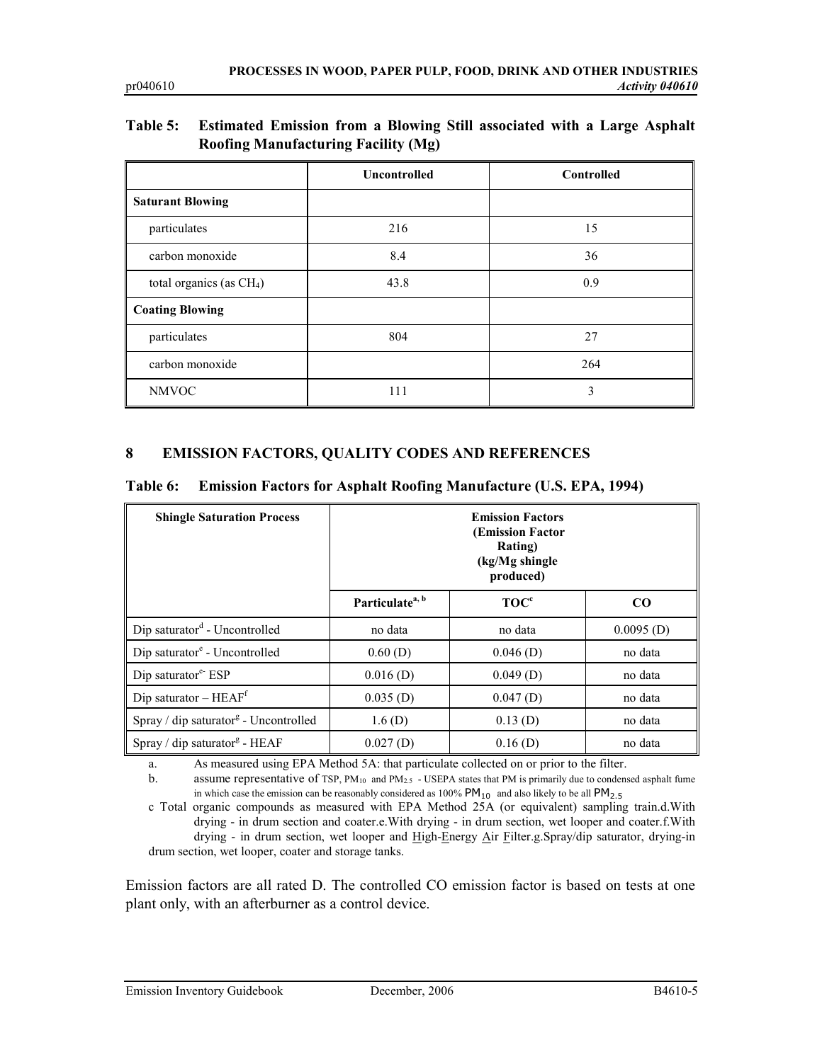**Table 5: Estimated Emission from a Blowing Still associated with a Large Asphalt Roofing Manufacturing Facility (Mg)**

| | Uncontrolled | Controlled |
|---|---|---|
| **Saturant Blowing** | | |
| particulates | 216 | 15 |
| carbon monoxide | 8.4 | 36 |
| total organics (as $CH_4$) | 43.8 | 0.9 |
| **Coating Blowing** | | |
| particulates | 804 | 27 |
| carbon monoxide | | 264 |
| NMVOC | 111 | 3 |

## 8 EMISSION FACTORS, QUALITY CODES AND REFERENCES

**Table 6: Emission Factors for Asphalt Roofing Manufacture (U.S. EPA, 1994)**

| Shingle Saturation Process | Emission Factors (Emission Factor Rating) (kg/Mg shingle produced) | | |
|---|---|---|---|
| | Particulate[a, b] | TOC[c] | CO |
| Dip saturator[d] - Uncontrolled | no data | no data | 0.0095 (D) |
| Dip saturator[e] - Uncontrolled | 0.60 (D) | 0.046 (D) | no data |
| Dip saturator[e]- ESP | 0.016 (D) | 0.049 (D) | no data |
| Dip saturator – HEAF[f] | 0.035 (D) | 0.047 (D) | no data |
| Spray / dip saturator[g] - Uncontrolled | 1.6 (D) | 0.13 (D) | no data |
| Spray / dip saturator[g] - HEAF | 0.027 (D) | 0.16 (D) | no data |

a. As measured using EPA Method 5A: that particulate collected on or prior to the filter.

b. assume representative of TSP, $PM_{10}$ and $PM_{2.5}$ - USEPA states that PM is primarily due to condensed asphalt fume in which case the emission can be reasonably considered as 100% $PM_{10}$ and also likely to be all $PM_{2.5}$

c Total organic compounds as measured with EPA Method 25A (or equivalent) sampling train.d.With drying - in drum section and coater.e.With drying - in drum section, wet looper and coater.f.With drying - in drum section, wet looper and High-Energy Air Filter.g.Spray/dip saturator, drying-in drum section, wet looper, coater and storage tanks.

Emission factors are all rated D. The controlled CO emission factor is based on tests at one plant only, with an afterburner as a control device.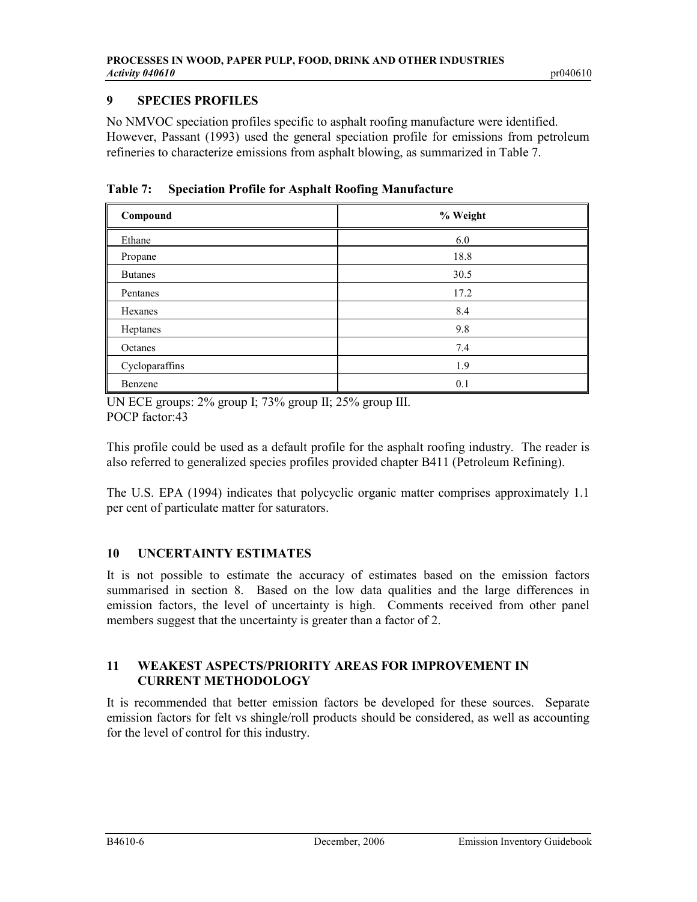## 9 SPECIES PROFILES

No NMVOC speciation profiles specific to asphalt roofing manufacture were identified. However, Passant (1993) used the general speciation profile for emissions from petroleum refineries to characterize emissions from asphalt blowing, as summarized in Table 7.

**Table 7: Speciation Profile for Asphalt Roofing Manufacture**

| Compound | % Weight |
|---|---|
| Ethane | 6.0 |
| Propane | 18.8 |
| Butanes | 30.5 |
| Pentanes | 17.2 |
| Hexanes | 8.4 |
| Heptanes | 9.8 |
| Octanes | 7.4 |
| Cycloparaffins | 1.9 |
| Benzene | 0.1 |

UN ECE groups: 2% group I; 73% group II; 25% group III.
POCP factor:43

This profile could be used as a default profile for the asphalt roofing industry. The reader is also referred to generalized species profiles provided chapter B411 (Petroleum Refining).

The U.S. EPA (1994) indicates that polycyclic organic matter comprises approximately 1.1 per cent of particulate matter for saturators.

## 10 UNCERTAINTY ESTIMATES

It is not possible to estimate the accuracy of estimates based on the emission factors summarised in section 8. Based on the low data qualities and the large differences in emission factors, the level of uncertainty is high. Comments received from other panel members suggest that the uncertainty is greater than a factor of 2.

## 11 WEAKEST ASPECTS/PRIORITY AREAS FOR IMPROVEMENT IN CURRENT METHODOLOGY

It is recommended that better emission factors be developed for these sources. Separate emission factors for felt vs shingle/roll products should be considered, as well as accounting for the level of control for this industry.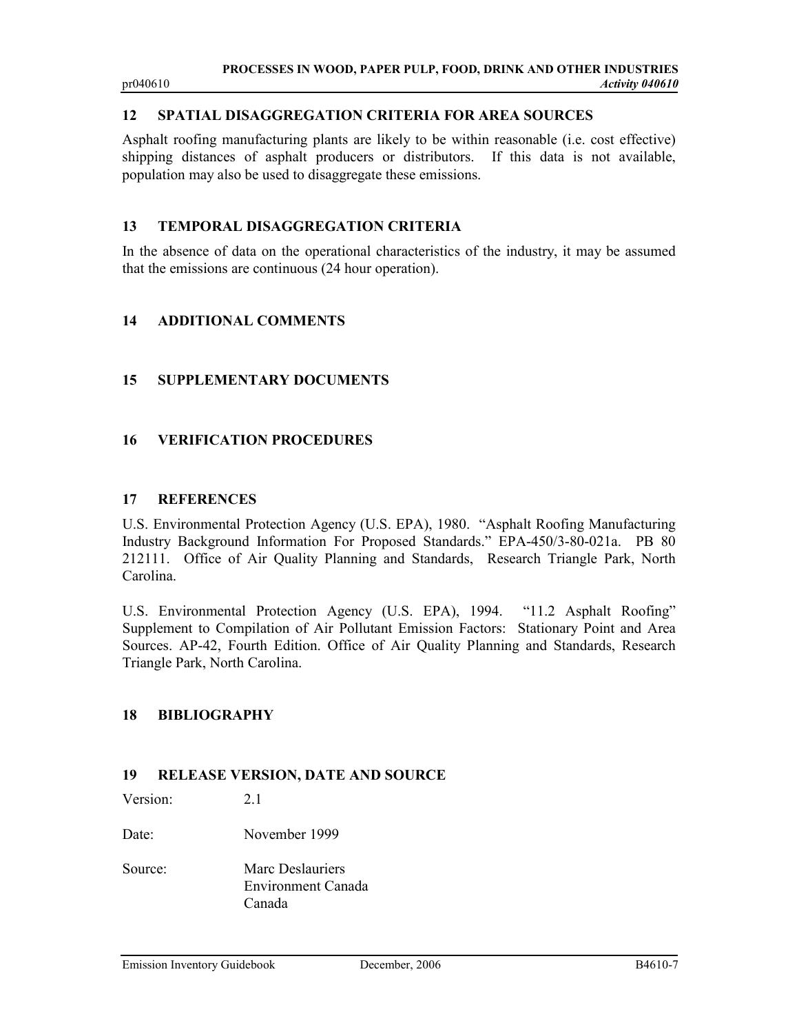## 12 SPATIAL DISAGGREGATION CRITERIA FOR AREA SOURCES

Asphalt roofing manufacturing plants are likely to be within reasonable (i.e. cost effective) shipping distances of asphalt producers or distributors. If this data is not available, population may also be used to disaggregate these emissions.

## 13 TEMPORAL DISAGGREGATION CRITERIA

In the absence of data on the operational characteristics of the industry, it may be assumed that the emissions are continuous (24 hour operation).

## 14 ADDITIONAL COMMENTS

## 15 SUPPLEMENTARY DOCUMENTS

## 16 VERIFICATION PROCEDURES

## 17 REFERENCES

U.S. Environmental Protection Agency (U.S. EPA), 1980. "Asphalt Roofing Manufacturing Industry Background Information For Proposed Standards." EPA-450/3-80-021a. PB 80 212111. Office of Air Quality Planning and Standards, Research Triangle Park, North Carolina.

U.S. Environmental Protection Agency (U.S. EPA), 1994. "11.2 Asphalt Roofing" Supplement to Compilation of Air Pollutant Emission Factors: Stationary Point and Area Sources. AP-42, Fourth Edition. Office of Air Quality Planning and Standards, Research Triangle Park, North Carolina.

## 18 BIBLIOGRAPHY

## 19 RELEASE VERSION, DATE AND SOURCE

Version: 2.1

Date: November 1999

Source: Marc Deslauriers
Environment Canada
Canada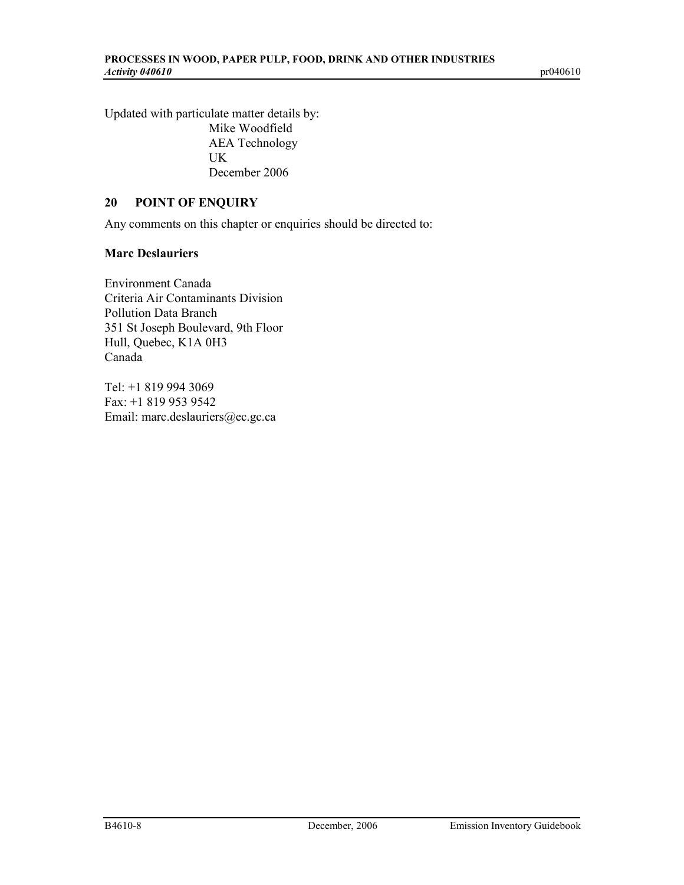Updated with particulate matter details by:

Mike Woodfield
AEA Technology
UK
December 2006

## 20 POINT OF ENQUIRY

Any comments on this chapter or enquiries should be directed to:

**Marc Deslauriers**

Environment Canada
Criteria Air Contaminants Division
Pollution Data Branch
351 St Joseph Boulevard, 9th Floor
Hull, Quebec, K1A 0H3
Canada

Tel: +1 819 994 3069
Fax: +1 819 953 9542
Email: marc.deslauriers@ec.gc.ca